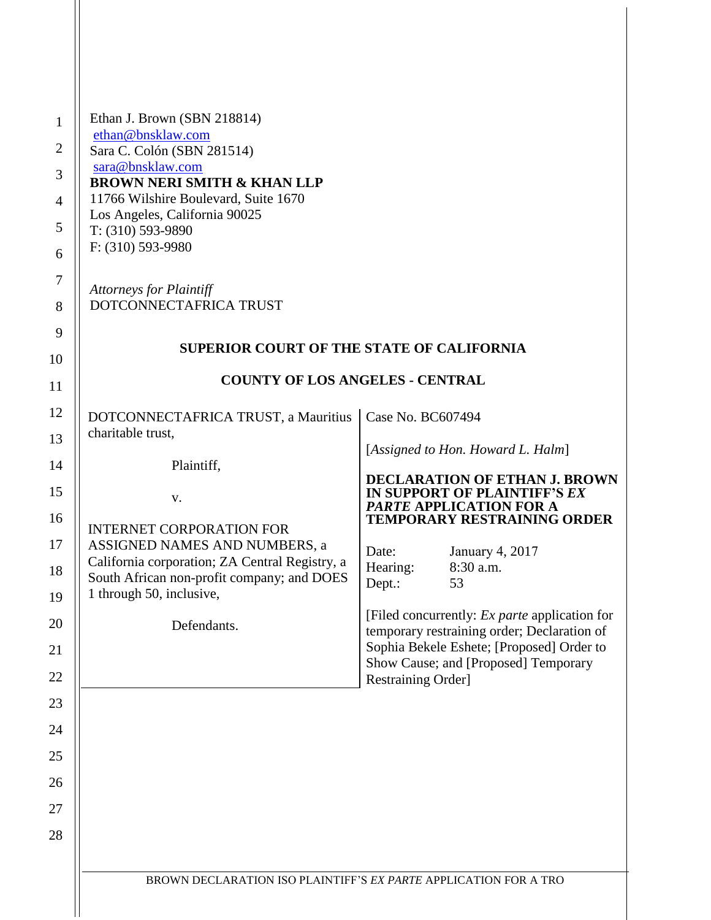Ethan J. Brown (SBN 218814)
ethan@bnsklaw.com
Sara C. Colón (SBN 281514)
sara@bnsklaw.com
**BROWN NERI SMITH & KHAN LLP**
11766 Wilshire Boulevard, Suite 1670
Los Angeles, California 90025
T: (310) 593-9890
F: (310) 593-9980

*Attorneys for Plaintiff*
DOTCONNECTAFRICA TRUST

**SUPERIOR COURT OF THE STATE OF CALIFORNIA**

**COUNTY OF LOS ANGELES - CENTRAL**

| | |
|---|---|
| DOTCONNECTAFRICA TRUST, a Mauritius charitable trust,<br><br>Plaintiff,<br><br>v.<br><br>INTERNET CORPORATION FOR ASSIGNED NAMES AND NUMBERS, a California corporation; ZA Central Registry, a South African non-profit company; and DOES 1 through 50, inclusive,<br><br>Defendants. | Case No. BC607494<br><br>[*Assigned to Hon. Howard L. Halm*]<br><br>**DECLARATION OF ETHAN J. BROWN IN SUPPORT OF PLAINTIFF'S *EX PARTE* APPLICATION FOR A TEMPORARY RESTRAINING ORDER**<br><br>Date: January 4, 2017<br>Hearing: 8:30 a.m.<br>Dept.: 53<br><br>[Filed concurrently: *Ex parte* application for temporary restraining order; Declaration of Sophia Bekele Eshete; [Proposed] Order to Show Cause; and [Proposed] Temporary Restraining Order] |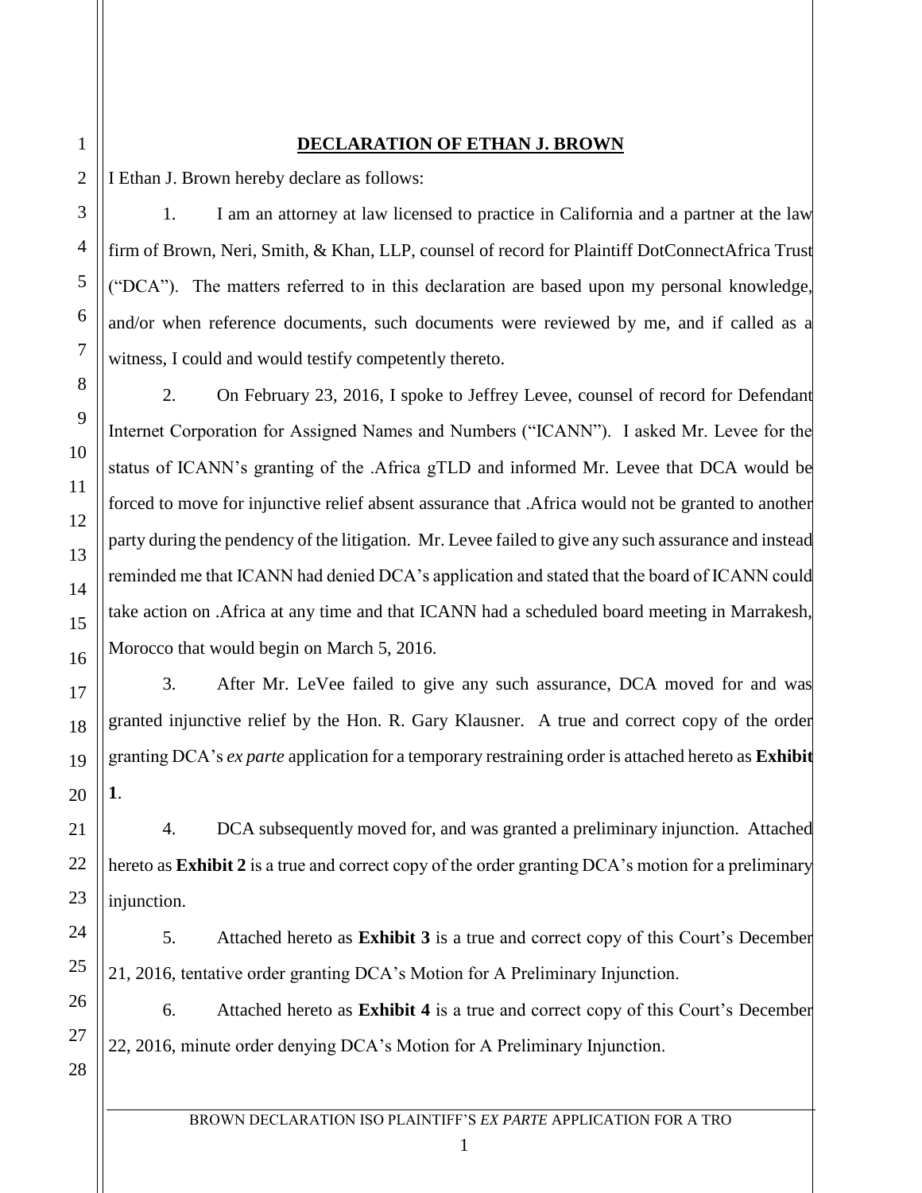## DECLARATION OF ETHAN J. BROWN

I Ethan J. Brown hereby declare as follows:

1. I am an attorney at law licensed to practice in California and a partner at the law firm of Brown, Neri, Smith, & Khan, LLP, counsel of record for Plaintiff DotConnectAfrica Trust ("DCA"). The matters referred to in this declaration are based upon my personal knowledge, and/or when reference documents, such documents were reviewed by me, and if called as a witness, I could and would testify competently thereto.

2. On February 23, 2016, I spoke to Jeffrey Levee, counsel of record for Defendant Internet Corporation for Assigned Names and Numbers ("ICANN"). I asked Mr. Levee for the status of ICANN's granting of the .Africa gTLD and informed Mr. Levee that DCA would be forced to move for injunctive relief absent assurance that .Africa would not be granted to another party during the pendency of the litigation. Mr. Levee failed to give any such assurance and instead reminded me that ICANN had denied DCA's application and stated that the board of ICANN could take action on .Africa at any time and that ICANN had a scheduled board meeting in Marrakesh, Morocco that would begin on March 5, 2016.

3. After Mr. LeVee failed to give any such assurance, DCA moved for and was granted injunctive relief by the Hon. R. Gary Klausner. A true and correct copy of the order granting DCA's *ex parte* application for a temporary restraining order is attached hereto as **Exhibit 1**.

4. DCA subsequently moved for, and was granted a preliminary injunction. Attached hereto as **Exhibit 2** is a true and correct copy of the order granting DCA's motion for a preliminary injunction.

5. Attached hereto as **Exhibit 3** is a true and correct copy of this Court's December 21, 2016, tentative order granting DCA's Motion for A Preliminary Injunction.

6. Attached hereto as **Exhibit 4** is a true and correct copy of this Court's December 22, 2016, minute order denying DCA's Motion for A Preliminary Injunction.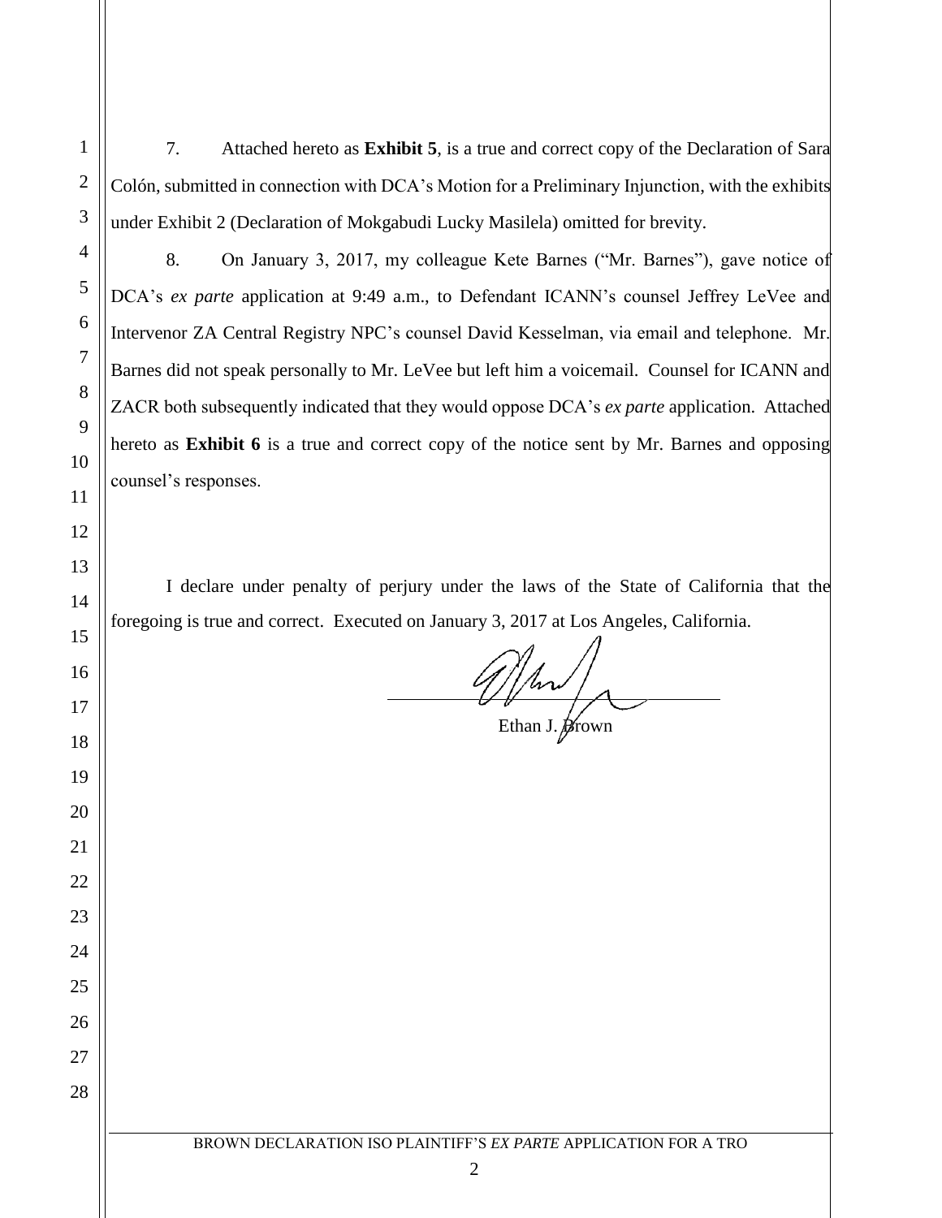7. Attached hereto as **Exhibit 5**, is a true and correct copy of the Declaration of Sara Colón, submitted in connection with DCA's Motion for a Preliminary Injunction, with the exhibits under Exhibit 2 (Declaration of Mokgabudi Lucky Masilela) omitted for brevity.

8. On January 3, 2017, my colleague Kete Barnes ("Mr. Barnes"), gave notice of DCA's *ex parte* application at 9:49 a.m., to Defendant ICANN's counsel Jeffrey LeVee and Intervenor ZA Central Registry NPC's counsel David Kesselman, via email and telephone. Mr. Barnes did not speak personally to Mr. LeVee but left him a voicemail. Counsel for ICANN and ZACR both subsequently indicated that they would oppose DCA's *ex parte* application. Attached hereto as **Exhibit 6** is a true and correct copy of the notice sent by Mr. Barnes and opposing counsel's responses.

I declare under penalty of perjury under the laws of the State of California that the foregoing is true and correct. Executed on January 3, 2017 at Los Angeles, California.

Ethan J. Brown